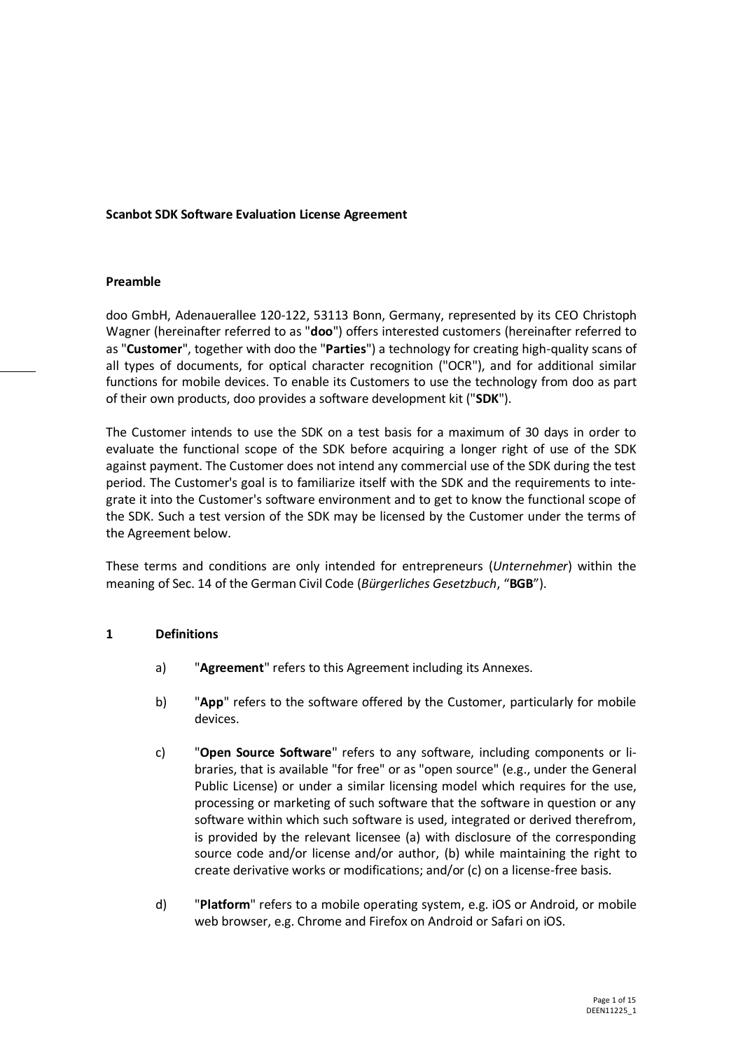**Scanbot SDK Software Evaluation License Agreement**

**Preamble**

doo GmbH, Adenauerallee 120-122, 53113 Bonn, Germany, represented by its CEO Christoph Wagner (hereinafter referred to as "**doo**") offers interested customers (hereinafter referred to as "**Customer**", together with doo the "**Parties**") a technology for creating high-quality scans of all types of documents, for optical character recognition ("OCR"), and for additional similar functions for mobile devices. To enable its Customers to use the technology from doo as part of their own products, doo provides a software development kit ("**SDK**").

The Customer intends to use the SDK on a test basis for a maximum of 30 days in order to evaluate the functional scope of the SDK before acquiring a longer right of use of the SDK against payment. The Customer does not intend any commercial use of the SDK during the test period. The Customer's goal is to familiarize itself with the SDK and the requirements to integrate it into the Customer's software environment and to get to know the functional scope of the SDK. Such a test version of the SDK may be licensed by the Customer under the terms of the Agreement below.

These terms and conditions are only intended for entrepreneurs (*Unternehmer*) within the meaning of Sec. 14 of the German Civil Code (*Bürgerliches Gesetzbuch*, "**BGB**").

**1 Definitions**

a) "**Agreement**" refers to this Agreement including its Annexes.

b) "**App**" refers to the software offered by the Customer, particularly for mobile devices.

c) "**Open Source Software**" refers to any software, including components or libraries, that is available "for free" or as "open source" (e.g., under the General Public License) or under a similar licensing model which requires for the use, processing or marketing of such software that the software in question or any software within which such software is used, integrated or derived therefrom, is provided by the relevant licensee (a) with disclosure of the corresponding source code and/or license and/or author, (b) while maintaining the right to create derivative works or modifications; and/or (c) on a license-free basis.

d) "**Platform**" refers to a mobile operating system, e.g. iOS or Android, or mobile web browser, e.g. Chrome and Firefox on Android or Safari on iOS.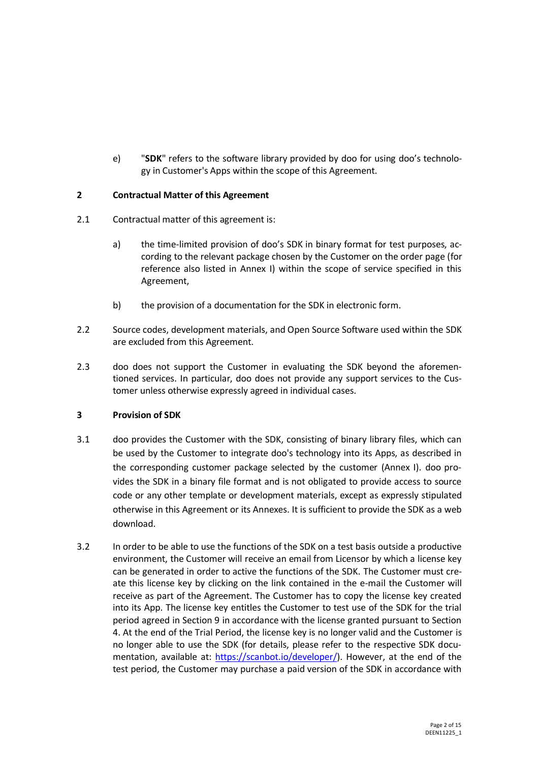e) "**SDK**" refers to the software library provided by doo for using doo's technology in Customer's Apps within the scope of this Agreement.

## 2 Contractual Matter of this Agreement

2.1 Contractual matter of this agreement is:

a) the time-limited provision of doo's SDK in binary format for test purposes, according to the relevant package chosen by the Customer on the order page (for reference also listed in Annex I) within the scope of service specified in this Agreement,

b) the provision of a documentation for the SDK in electronic form.

2.2 Source codes, development materials, and Open Source Software used within the SDK are excluded from this Agreement.

2.3 doo does not support the Customer in evaluating the SDK beyond the aforementioned services. In particular, doo does not provide any support services to the Customer unless otherwise expressly agreed in individual cases.

## 3 Provision of SDK

3.1 doo provides the Customer with the SDK, consisting of binary library files, which can be used by the Customer to integrate doo's technology into its Apps, as described in the corresponding customer package selected by the customer (Annex I). doo provides the SDK in a binary file format and is not obligated to provide access to source code or any other template or development materials, except as expressly stipulated otherwise in this Agreement or its Annexes. It is sufficient to provide the SDK as a web download.

3.2 In order to be able to use the functions of the SDK on a test basis outside a productive environment, the Customer will receive an email from Licensor by which a license key can be generated in order to active the functions of the SDK. The Customer must create this license key by clicking on the link contained in the e-mail the Customer will receive as part of the Agreement. The Customer has to copy the license key created into its App. The license key entitles the Customer to test use of the SDK for the trial period agreed in Section 9 in accordance with the license granted pursuant to Section 4. At the end of the Trial Period, the license key is no longer valid and the Customer is no longer able to use the SDK (for details, please refer to the respective SDK documentation, available at: [https://scanbot.io/developer/](https://scanbot.io/developer/)). However, at the end of the test period, the Customer may purchase a paid version of the SDK in accordance with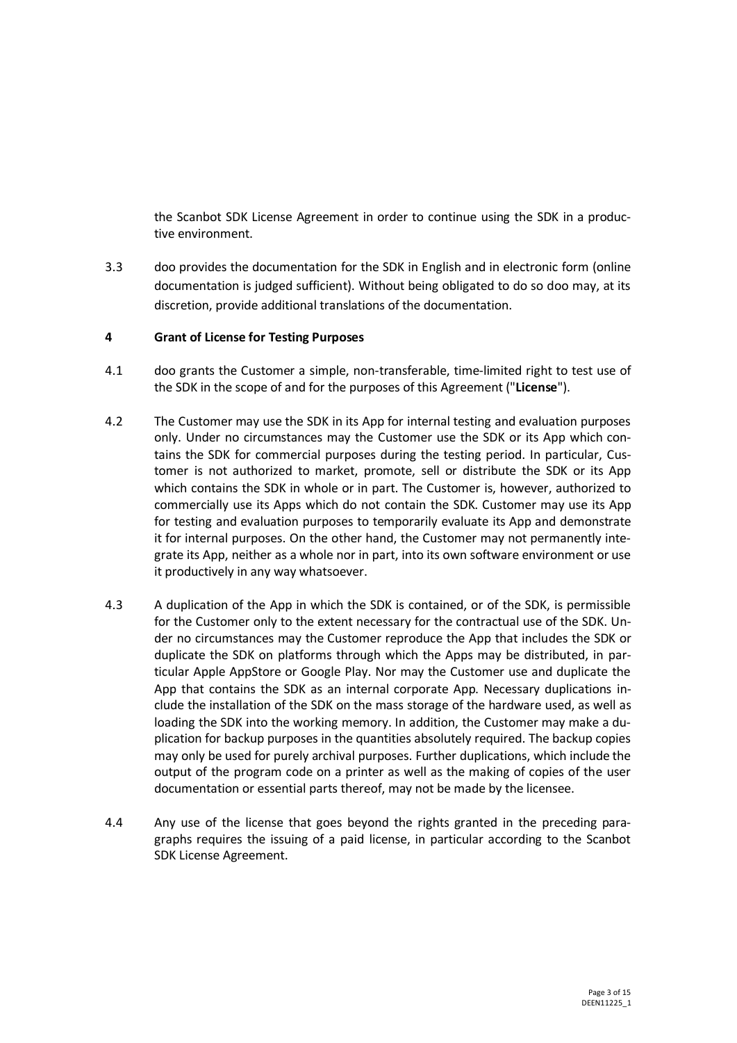the Scanbot SDK License Agreement in order to continue using the SDK in a productive environment.

3.3 doo provides the documentation for the SDK in English and in electronic form (online documentation is judged sufficient). Without being obligated to do so doo may, at its discretion, provide additional translations of the documentation.

## 4 Grant of License for Testing Purposes

4.1 doo grants the Customer a simple, non-transferable, time-limited right to test use of the SDK in the scope of and for the purposes of this Agreement ("**License**").

4.2 The Customer may use the SDK in its App for internal testing and evaluation purposes only. Under no circumstances may the Customer use the SDK or its App which contains the SDK for commercial purposes during the testing period. In particular, Customer is not authorized to market, promote, sell or distribute the SDK or its App which contains the SDK in whole or in part. The Customer is, however, authorized to commercially use its Apps which do not contain the SDK. Customer may use its App for testing and evaluation purposes to temporarily evaluate its App and demonstrate it for internal purposes. On the other hand, the Customer may not permanently integrate its App, neither as a whole nor in part, into its own software environment or use it productively in any way whatsoever.

4.3 A duplication of the App in which the SDK is contained, or of the SDK, is permissible for the Customer only to the extent necessary for the contractual use of the SDK. Under no circumstances may the Customer reproduce the App that includes the SDK or duplicate the SDK on platforms through which the Apps may be distributed, in particular Apple AppStore or Google Play. Nor may the Customer use and duplicate the App that contains the SDK as an internal corporate App. Necessary duplications include the installation of the SDK on the mass storage of the hardware used, as well as loading the SDK into the working memory. In addition, the Customer may make a duplication for backup purposes in the quantities absolutely required. The backup copies may only be used for purely archival purposes. Further duplications, which include the output of the program code on a printer as well as the making of copies of the user documentation or essential parts thereof, may not be made by the licensee.

4.4 Any use of the license that goes beyond the rights granted in the preceding paragraphs requires the issuing of a paid license, in particular according to the Scanbot SDK License Agreement.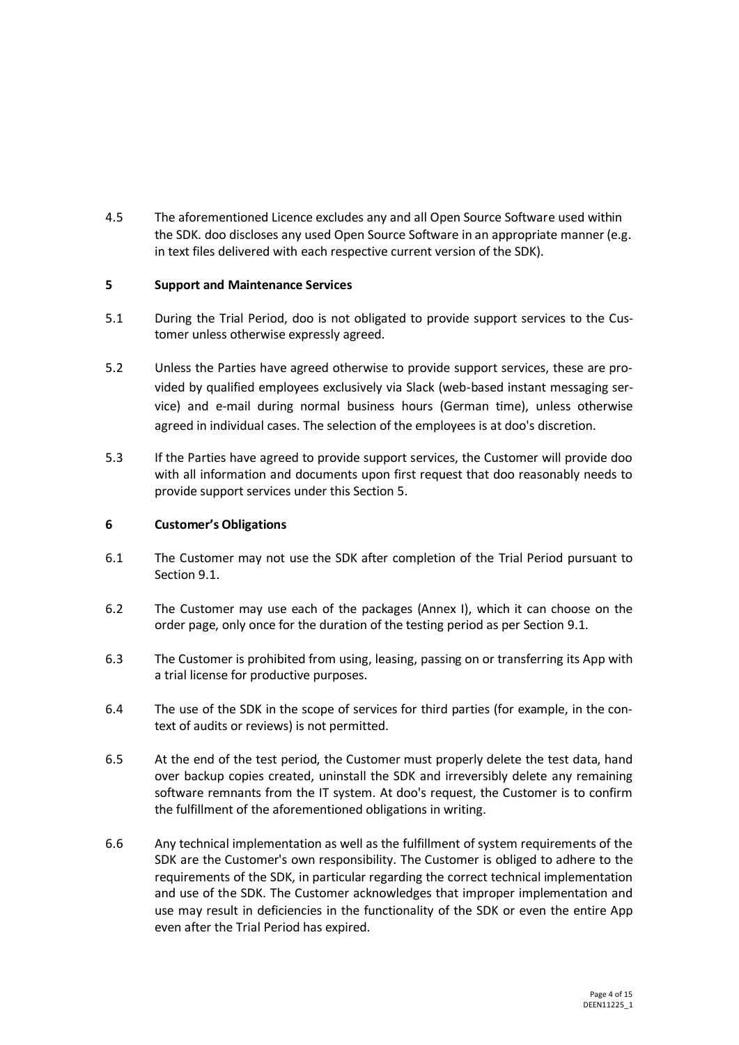4.5 The aforementioned Licence excludes any and all Open Source Software used within the SDK. doo discloses any used Open Source Software in an appropriate manner (e.g. in text files delivered with each respective current version of the SDK).

## 5 Support and Maintenance Services

5.1 During the Trial Period, doo is not obligated to provide support services to the Customer unless otherwise expressly agreed.

5.2 Unless the Parties have agreed otherwise to provide support services, these are provided by qualified employees exclusively via Slack (web-based instant messaging service) and e-mail during normal business hours (German time), unless otherwise agreed in individual cases. The selection of the employees is at doo's discretion.

5.3 If the Parties have agreed to provide support services, the Customer will provide doo with all information and documents upon first request that doo reasonably needs to provide support services under this Section 5.

## 6 Customer's Obligations

6.1 The Customer may not use the SDK after completion of the Trial Period pursuant to Section 9.1.

6.2 The Customer may use each of the packages (Annex I), which it can choose on the order page, only once for the duration of the testing period as per Section 9.1.

6.3 The Customer is prohibited from using, leasing, passing on or transferring its App with a trial license for productive purposes.

6.4 The use of the SDK in the scope of services for third parties (for example, in the context of audits or reviews) is not permitted.

6.5 At the end of the test period, the Customer must properly delete the test data, hand over backup copies created, uninstall the SDK and irreversibly delete any remaining software remnants from the IT system. At doo's request, the Customer is to confirm the fulfillment of the aforementioned obligations in writing.

6.6 Any technical implementation as well as the fulfillment of system requirements of the SDK are the Customer's own responsibility. The Customer is obliged to adhere to the requirements of the SDK, in particular regarding the correct technical implementation and use of the SDK. The Customer acknowledges that improper implementation and use may result in deficiencies in the functionality of the SDK or even the entire App even after the Trial Period has expired.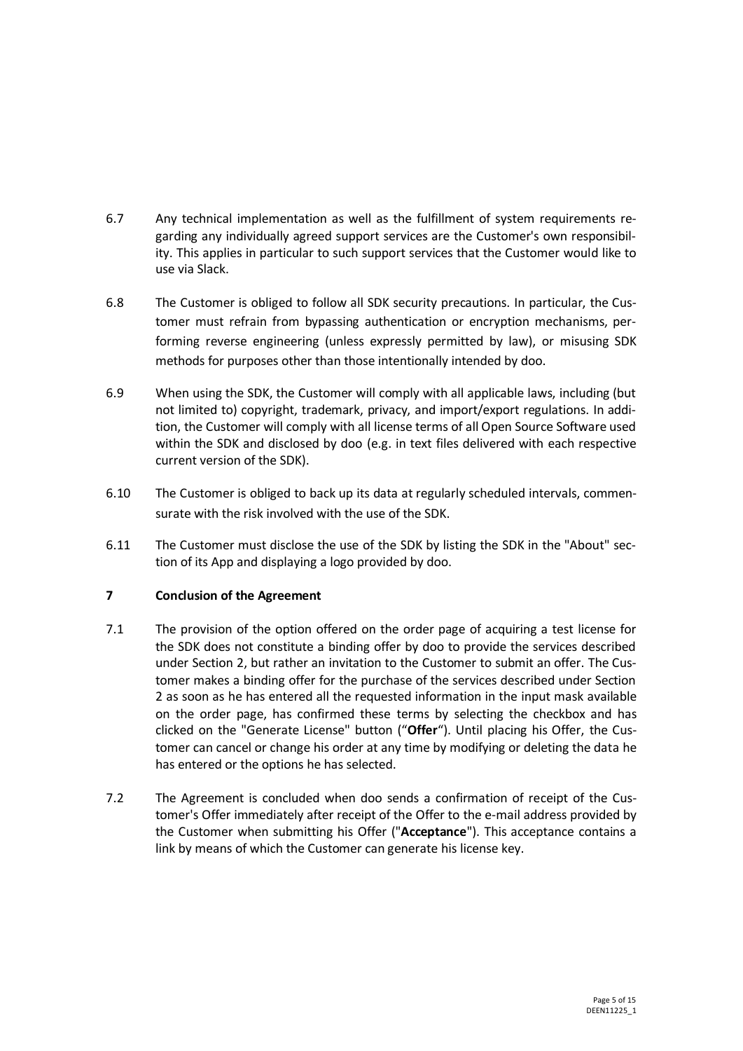6.7 Any technical implementation as well as the fulfillment of system requirements regarding any individually agreed support services are the Customer's own responsibility. This applies in particular to such support services that the Customer would like to use via Slack.

6.8 The Customer is obliged to follow all SDK security precautions. In particular, the Customer must refrain from bypassing authentication or encryption mechanisms, performing reverse engineering (unless expressly permitted by law), or misusing SDK methods for purposes other than those intentionally intended by doo.

6.9 When using the SDK, the Customer will comply with all applicable laws, including (but not limited to) copyright, trademark, privacy, and import/export regulations. In addition, the Customer will comply with all license terms of all Open Source Software used within the SDK and disclosed by doo (e.g. in text files delivered with each respective current version of the SDK).

6.10 The Customer is obliged to back up its data at regularly scheduled intervals, commensurate with the risk involved with the use of the SDK.

6.11 The Customer must disclose the use of the SDK by listing the SDK in the "About" section of its App and displaying a logo provided by doo.

## 7 Conclusion of the Agreement

7.1 The provision of the option offered on the order page of acquiring a test license for the SDK does not constitute a binding offer by doo to provide the services described under Section 2, but rather an invitation to the Customer to submit an offer. The Customer makes a binding offer for the purchase of the services described under Section 2 as soon as he has entered all the requested information in the input mask available on the order page, has confirmed these terms by selecting the checkbox and has clicked on the "Generate License" button ("**Offer**"). Until placing his Offer, the Customer can cancel or change his order at any time by modifying or deleting the data he has entered or the options he has selected.

7.2 The Agreement is concluded when doo sends a confirmation of receipt of the Customer's Offer immediately after receipt of the Offer to the e-mail address provided by the Customer when submitting his Offer ("**Acceptance**"). This acceptance contains a link by means of which the Customer can generate his license key.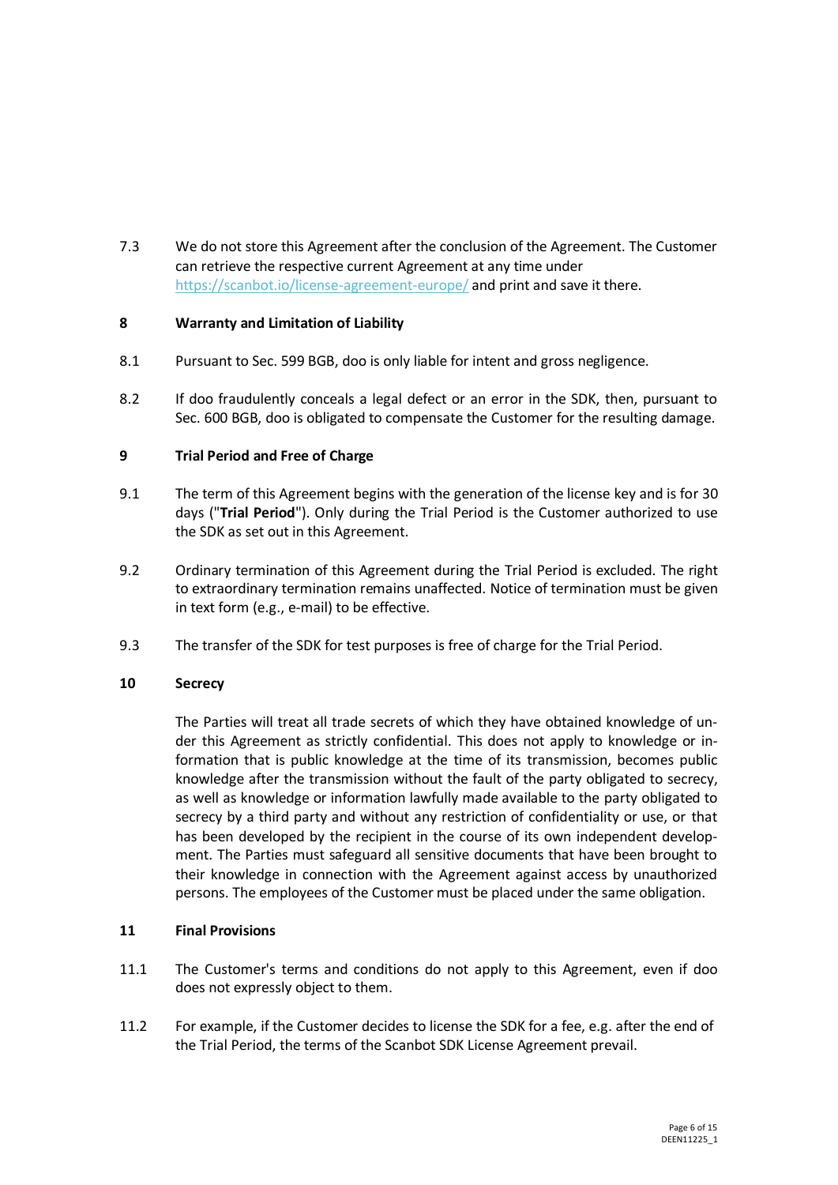7.3 We do not store this Agreement after the conclusion of the Agreement. The Customer can retrieve the respective current Agreement at any time under https://scanbot.io/license-agreement-europe/ and print and save it there.

## 8 Warranty and Limitation of Liability

8.1 Pursuant to Sec. 599 BGB, doo is only liable for intent and gross negligence.

8.2 If doo fraudulently conceals a legal defect or an error in the SDK, then, pursuant to Sec. 600 BGB, doo is obligated to compensate the Customer for the resulting damage.

## 9 Trial Period and Free of Charge

9.1 The term of this Agreement begins with the generation of the license key and is for 30 days ("**Trial Period**"). Only during the Trial Period is the Customer authorized to use the SDK as set out in this Agreement.

9.2 Ordinary termination of this Agreement during the Trial Period is excluded. The right to extraordinary termination remains unaffected. Notice of termination must be given in text form (e.g., e-mail) to be effective.

9.3 The transfer of the SDK for test purposes is free of charge for the Trial Period.

## 10 Secrecy

The Parties will treat all trade secrets of which they have obtained knowledge of under this Agreement as strictly confidential. This does not apply to knowledge or information that is public knowledge at the time of its transmission, becomes public knowledge after the transmission without the fault of the party obligated to secrecy, as well as knowledge or information lawfully made available to the party obligated to secrecy by a third party and without any restriction of confidentiality or use, or that has been developed by the recipient in the course of its own independent development. The Parties must safeguard all sensitive documents that have been brought to their knowledge in connection with the Agreement against access by unauthorized persons. The employees of the Customer must be placed under the same obligation.

## 11 Final Provisions

11.1 The Customer's terms and conditions do not apply to this Agreement, even if doo does not expressly object to them.

11.2 For example, if the Customer decides to license the SDK for a fee, e.g. after the end of the Trial Period, the terms of the Scanbot SDK License Agreement prevail.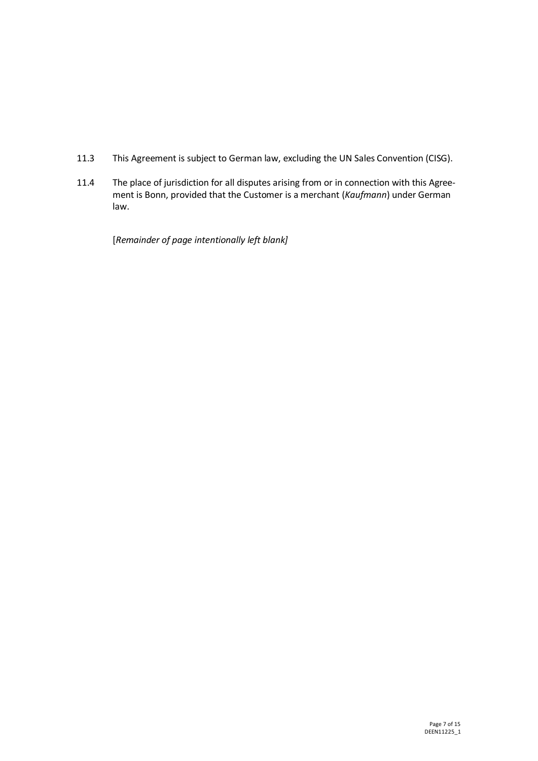11.3 This Agreement is subject to German law, excluding the UN Sales Convention (CISG).

11.4 The place of jurisdiction for all disputes arising from or in connection with this Agreement is Bonn, provided that the Customer is a merchant (*Kaufmann*) under German law.

[*Remainder of page intentionally left blank]*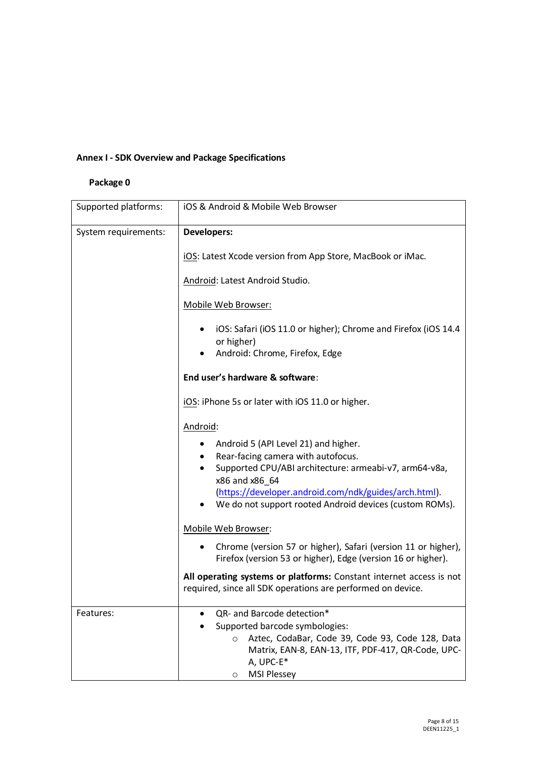**Annex I - SDK Overview and Package Specifications**

**Package 0**

| | |
|---|---|
| Supported platforms: | iOS & Android & Mobile Web Browser |
| System requirements: | **Developers:**<br><br><u>iOS</u>: Latest Xcode version from App Store, MacBook or iMac.<br><br><u>Android</u>: Latest Android Studio.<br><br><u>Mobile Web Browser:</u><br>• iOS: Safari (iOS 11.0 or higher); Chrome and Firefox (iOS 14.4 or higher)<br>• Android: Chrome, Firefox, Edge<br><br>**End user's hardware & software**:<br><br><u>iOS</u>: iPhone 5s or later with iOS 11.0 or higher.<br><br><u>Android</u>:<br>• Android 5 (API Level 21) and higher.<br>• Rear-facing camera with autofocus.<br>• Supported CPU/ABI architecture: armeabi-v7, arm64-v8a, x86 and x86_64 (https://developer.android.com/ndk/guides/arch.html).<br>• We do not support rooted Android devices (custom ROMs).<br><br><u>Mobile Web Browser</u>:<br>• Chrome (version 57 or higher), Safari (version 11 or higher), Firefox (version 53 or higher), Edge (version 16 or higher).<br><br>**All operating systems or platforms:** Constant internet access is not required, since all SDK operations are performed on device. |
| Features: | • QR- and Barcode detection*<br>• Supported barcode symbologies:<br>&nbsp;&nbsp;&nbsp;&nbsp;○ Aztec, CodaBar, Code 39, Code 93, Code 128, Data Matrix, EAN-8, EAN-13, ITF, PDF-417, QR-Code, UPC-A, UPC-E*<br>&nbsp;&nbsp;&nbsp;&nbsp;○ MSI Plessey |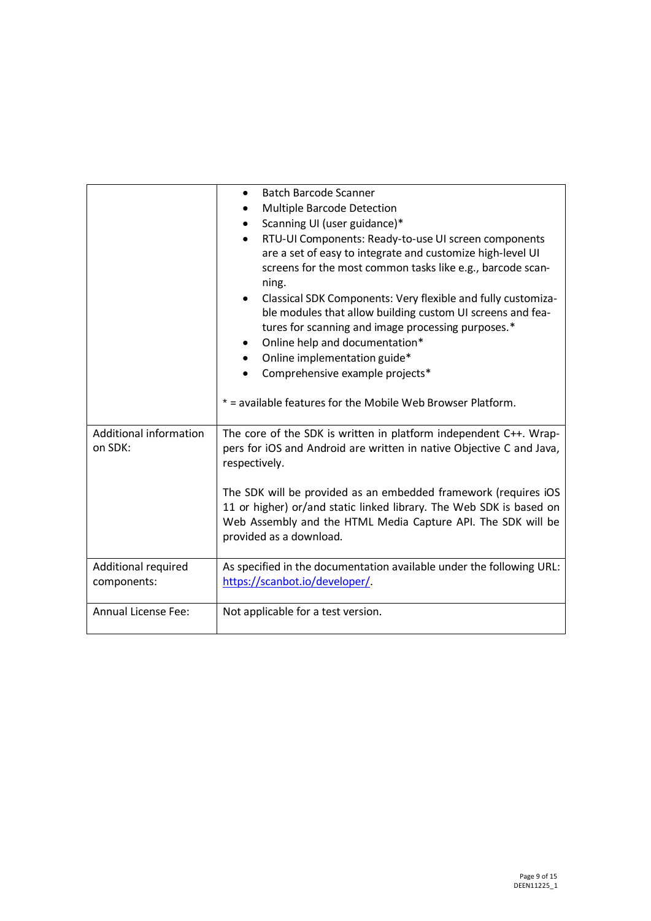| | |
|---|---|
| | • Batch Barcode Scanner<br>• Multiple Barcode Detection<br>• Scanning UI (user guidance)*<br>• RTU-UI Components: Ready-to-use UI screen components are a set of easy to integrate and customize high-level UI screens for the most common tasks like e.g., barcode scanning.<br>• Classical SDK Components: Very flexible and fully customizable modules that allow building custom UI screens and features for scanning and image processing purposes.*<br>• Online help and documentation*<br>• Online implementation guide*<br>• Comprehensive example projects*<br><br>* = available features for the Mobile Web Browser Platform. |
| Additional information on SDK: | The core of the SDK is written in platform independent C++. Wrappers for iOS and Android are written in native Objective C and Java, respectively.<br><br>The SDK will be provided as an embedded framework (requires iOS 11 or higher) or/and static linked library. The Web SDK is based on Web Assembly and the HTML Media Capture API. The SDK will be provided as a download. |
| Additional required components: | As specified in the documentation available under the following URL: [https://scanbot.io/developer/](https://scanbot.io/developer/). |
| Annual License Fee: | Not applicable for a test version. |

DEEN11225_1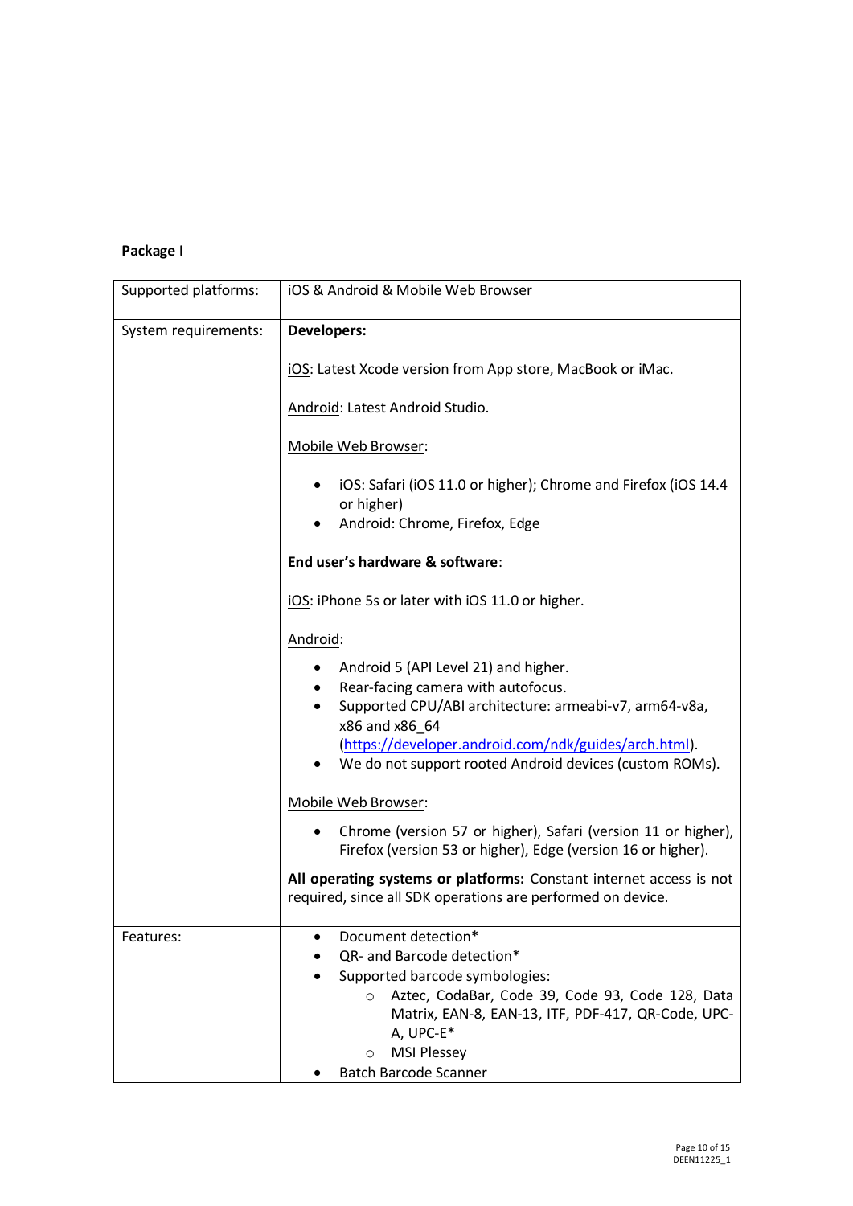**Package I**

| Supported platforms: | iOS & Android & Mobile Web Browser |
| --- | --- |
| System requirements: | **Developers:**<br><br>iOS: Latest Xcode version from App store, MacBook or iMac.<br><br>Android: Latest Android Studio.<br><br>Mobile Web Browser:<br><br>• iOS: Safari (iOS 11.0 or higher); Chrome and Firefox (iOS 14.4 or higher)<br>• Android: Chrome, Firefox, Edge<br><br>**End user's hardware & software**:<br><br>iOS: iPhone 5s or later with iOS 11.0 or higher.<br><br>Android:<br><br>• Android 5 (API Level 21) and higher.<br>• Rear-facing camera with autofocus.<br>• Supported CPU/ABI architecture: armeabi-v7, arm64-v8a, x86 and x86_64 (https://developer.android.com/ndk/guides/arch.html).<br>• We do not support rooted Android devices (custom ROMs).<br><br>Mobile Web Browser:<br><br>• Chrome (version 57 or higher), Safari (version 11 or higher), Firefox (version 53 or higher), Edge (version 16 or higher).<br><br>**All operating systems or platforms:** Constant internet access is not required, since all SDK operations are performed on device. |
| Features: | • Document detection*<br>• QR- and Barcode detection*<br>• Supported barcode symbologies:<br>&nbsp;&nbsp;&nbsp;&nbsp;○ Aztec, CodaBar, Code 39, Code 93, Code 128, Data Matrix, EAN-8, EAN-13, ITF, PDF-417, QR-Code, UPC-A, UPC-E*<br>&nbsp;&nbsp;&nbsp;&nbsp;○ MSI Plessey<br>• Batch Barcode Scanner |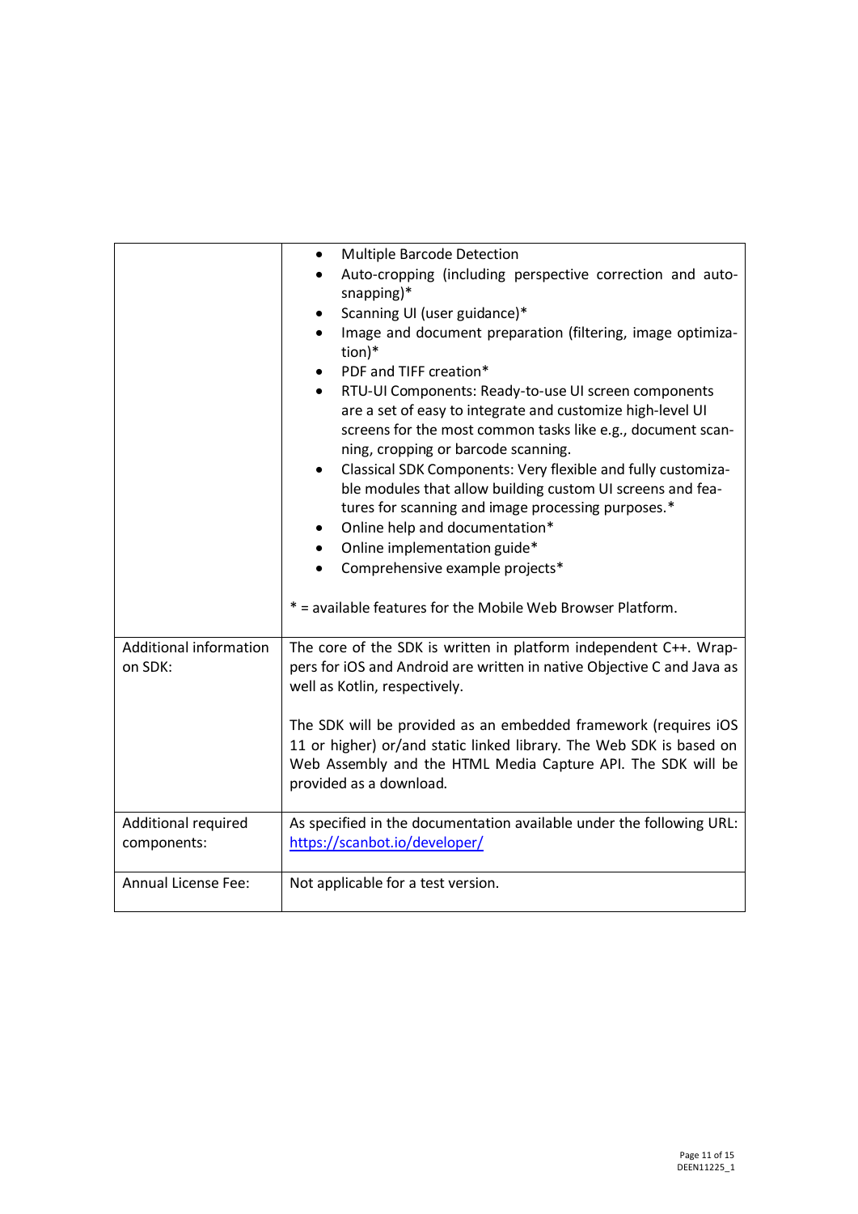| | |
|---|---|
| | • Multiple Barcode Detection<br>• Auto-cropping (including perspective correction and auto-snapping)*<br>• Scanning UI (user guidance)*<br>• Image and document preparation (filtering, image optimization)*<br>• PDF and TIFF creation*<br>• RTU-UI Components: Ready-to-use UI screen components are a set of easy to integrate and customize high-level UI screens for the most common tasks like e.g., document scanning, cropping or barcode scanning.<br>• Classical SDK Components: Very flexible and fully customizable modules that allow building custom UI screens and features for scanning and image processing purposes.*<br>• Online help and documentation*<br>• Online implementation guide*<br>• Comprehensive example projects*<br><br>* = available features for the Mobile Web Browser Platform. |
| Additional information on SDK: | The core of the SDK is written in platform independent C++. Wrappers for iOS and Android are written in native Objective C and Java as well as Kotlin, respectively.<br><br>The SDK will be provided as an embedded framework (requires iOS 11 or higher) or/and static linked library. The Web SDK is based on Web Assembly and the HTML Media Capture API. The SDK will be provided as a download. |
| Additional required components: | As specified in the documentation available under the following URL: https://scanbot.io/developer/ |
| Annual License Fee: | Not applicable for a test version. |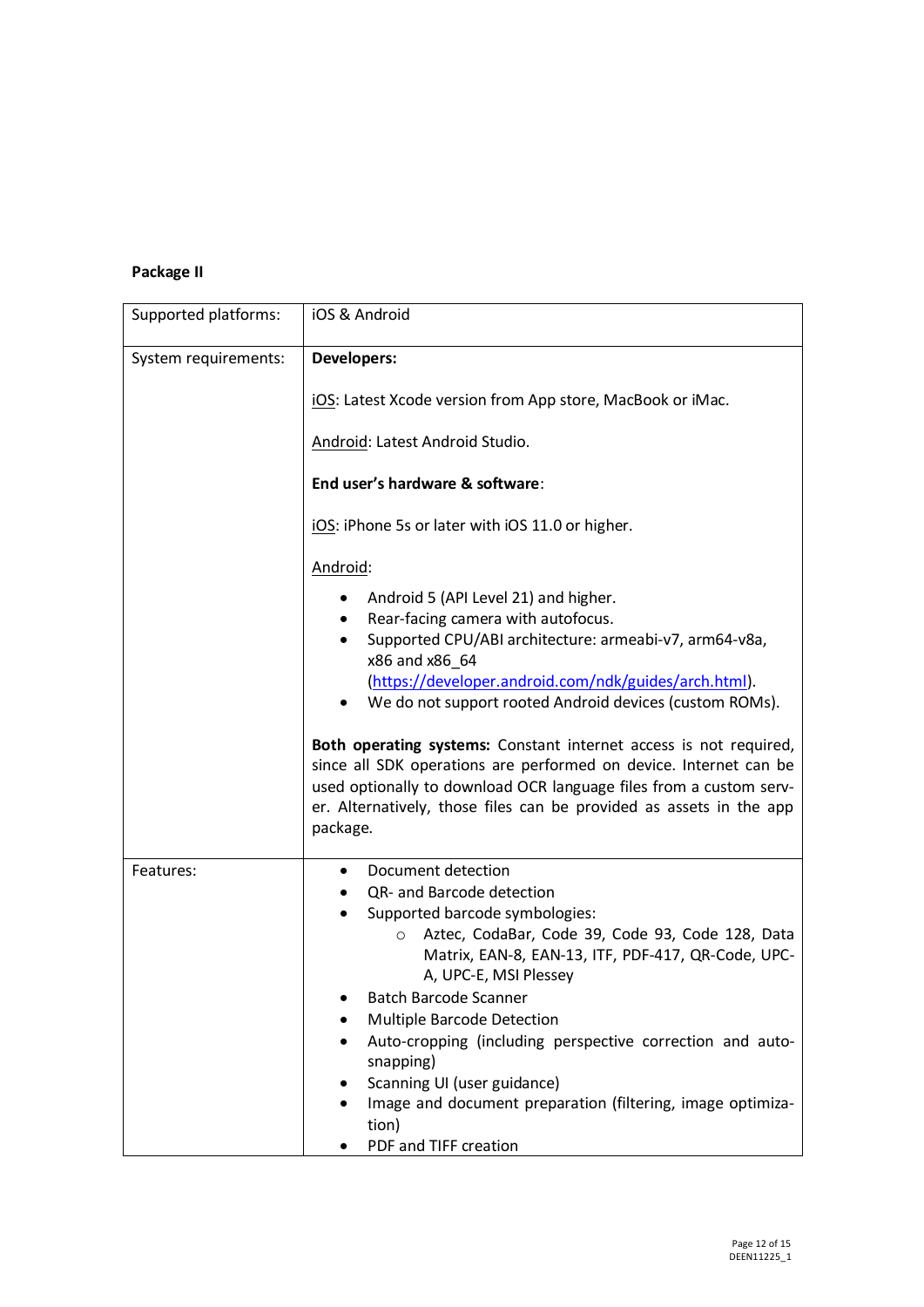**Package II**

| Supported platforms: | iOS & Android |
| --- | --- |
| System requirements: | **Developers:**<br><br><u>iOS</u>: Latest Xcode version from App store, MacBook or iMac.<br><br><u>Android</u>: Latest Android Studio.<br><br>**End user's hardware & software**:<br><br><u>iOS</u>: iPhone 5s or later with iOS 11.0 or higher.<br><br><u>Android</u>:<br>• Android 5 (API Level 21) and higher.<br>• Rear-facing camera with autofocus.<br>• Supported CPU/ABI architecture: armeabi-v7, arm64-v8a, x86 and x86_64 ([https://developer.android.com/ndk/guides/arch.html](https://developer.android.com/ndk/guides/arch.html)).<br>• We do not support rooted Android devices (custom ROMs).<br><br>**Both operating systems:** Constant internet access is not required, since all SDK operations are performed on device. Internet can be used optionally to download OCR language files from a custom server. Alternatively, those files can be provided as assets in the app package. |
| Features: | • Document detection<br>• QR- and Barcode detection<br>• Supported barcode symbologies:<br>&nbsp;&nbsp;&nbsp;&nbsp;○ Aztec, CodaBar, Code 39, Code 93, Code 128, Data Matrix, EAN-8, EAN-13, ITF, PDF-417, QR-Code, UPC-A, UPC-E, MSI Plessey<br>• Batch Barcode Scanner<br>• Multiple Barcode Detection<br>• Auto-cropping (including perspective correction and auto-snapping)<br>• Scanning UI (user guidance)<br>• Image and document preparation (filtering, image optimization)<br>• PDF and TIFF creation |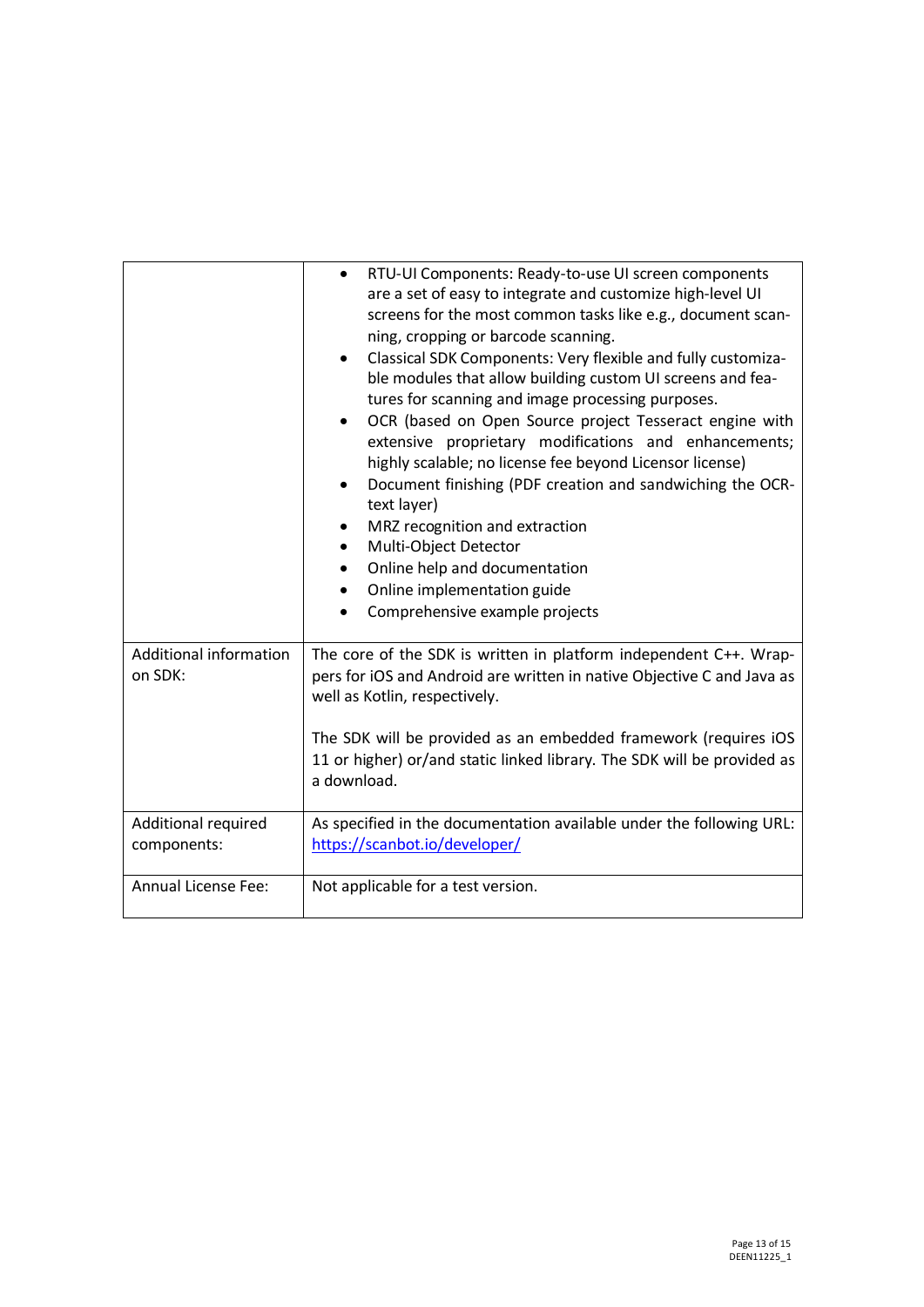| | |
|---|---|
| | • RTU-UI Components: Ready-to-use UI screen components are a set of easy to integrate and customize high-level UI screens for the most common tasks like e.g., document scanning, cropping or barcode scanning.<br>• Classical SDK Components: Very flexible and fully customizable modules that allow building custom UI screens and features for scanning and image processing purposes.<br>• OCR (based on Open Source project Tesseract engine with extensive proprietary modifications and enhancements; highly scalable; no license fee beyond Licensor license)<br>• Document finishing (PDF creation and sandwiching the OCR-text layer)<br>• MRZ recognition and extraction<br>• Multi-Object Detector<br>• Online help and documentation<br>• Online implementation guide<br>• Comprehensive example projects |
| Additional information on SDK: | The core of the SDK is written in platform independent C++. Wrappers for iOS and Android are written in native Objective C and Java as well as Kotlin, respectively.<br><br>The SDK will be provided as an embedded framework (requires iOS 11 or higher) or/and static linked library. The SDK will be provided as a download. |
| Additional required components: | As specified in the documentation available under the following URL: [https://scanbot.io/developer/](https://scanbot.io/developer/) |
| Annual License Fee: | Not applicable for a test version. |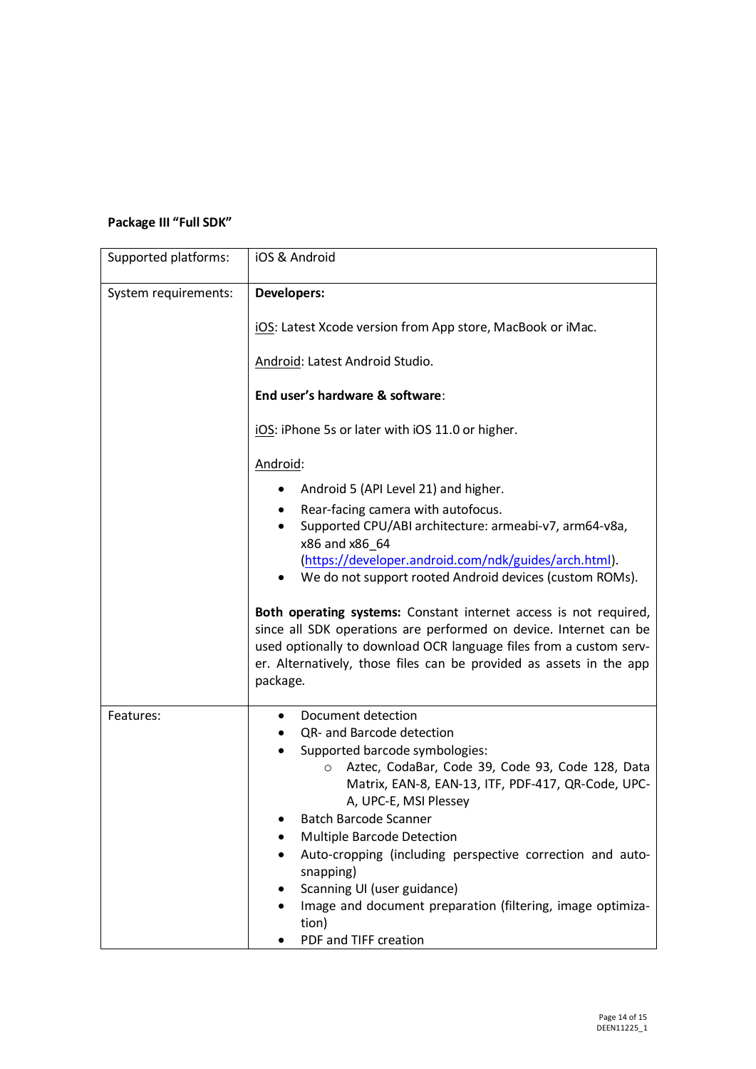**Package III "Full SDK"**

| Supported platforms: | iOS & Android |
|---|---|
| System requirements: | **Developers:**<br><br>iOS: Latest Xcode version from App store, MacBook or iMac.<br><br>Android: Latest Android Studio.<br><br>**End user's hardware & software**:<br><br>iOS: iPhone 5s or later with iOS 11.0 or higher.<br><br>Android:<br>• Android 5 (API Level 21) and higher.<br>• Rear-facing camera with autofocus.<br>• Supported CPU/ABI architecture: armeabi-v7, arm64-v8a, x86 and x86_64 (https://developer.android.com/ndk/guides/arch.html).<br>• We do not support rooted Android devices (custom ROMs).<br><br>**Both operating systems:** Constant internet access is not required, since all SDK operations are performed on device. Internet can be used optionally to download OCR language files from a custom server. Alternatively, those files can be provided as assets in the app package. |
| Features: | • Document detection<br>• QR- and Barcode detection<br>• Supported barcode symbologies:<br>&nbsp;&nbsp;&nbsp;&nbsp;○ Aztec, CodaBar, Code 39, Code 93, Code 128, Data Matrix, EAN-8, EAN-13, ITF, PDF-417, QR-Code, UPC-A, UPC-E, MSI Plessey<br>• Batch Barcode Scanner<br>• Multiple Barcode Detection<br>• Auto-cropping (including perspective correction and auto-snapping)<br>• Scanning UI (user guidance)<br>• Image and document preparation (filtering, image optimization)<br>• PDF and TIFF creation |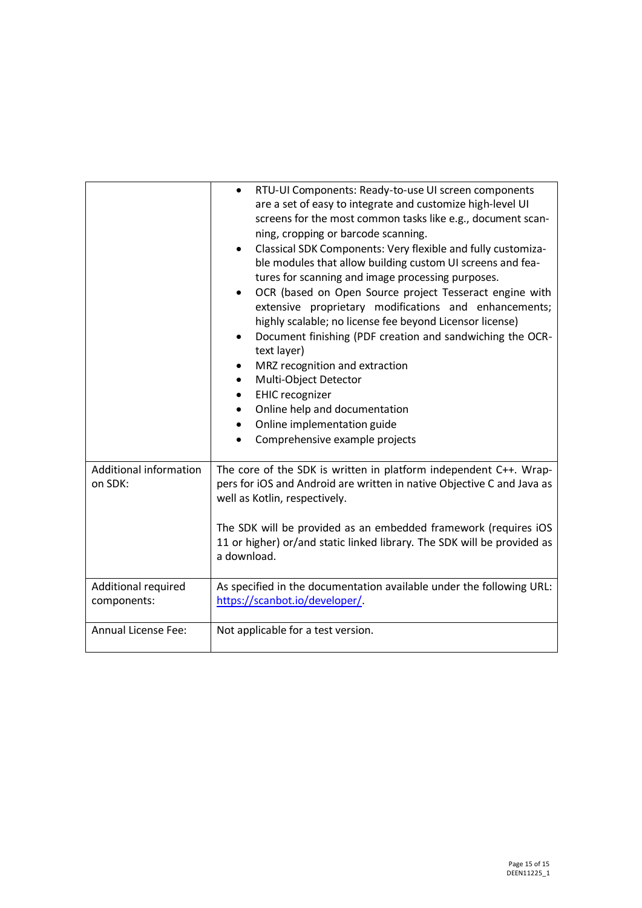| | |
|---|---|
| | • RTU-UI Components: Ready-to-use UI screen components are a set of easy to integrate and customize high-level UI screens for the most common tasks like e.g., document scanning, cropping or barcode scanning.<br>• Classical SDK Components: Very flexible and fully customizable modules that allow building custom UI screens and features for scanning and image processing purposes.<br>• OCR (based on Open Source project Tesseract engine with extensive proprietary modifications and enhancements; highly scalable; no license fee beyond Licensor license)<br>• Document finishing (PDF creation and sandwiching the OCR-text layer)<br>• MRZ recognition and extraction<br>• Multi-Object Detector<br>• EHIC recognizer<br>• Online help and documentation<br>• Online implementation guide<br>• Comprehensive example projects |
| Additional information on SDK: | The core of the SDK is written in platform independent C++. Wrappers for iOS and Android are written in native Objective C and Java as well as Kotlin, respectively.<br><br>The SDK will be provided as an embedded framework (requires iOS 11 or higher) or/and static linked library. The SDK will be provided as a download. |
| Additional required components: | As specified in the documentation available under the following URL: [https://scanbot.io/developer/](https://scanbot.io/developer/). |
| Annual License Fee: | Not applicable for a test version. |